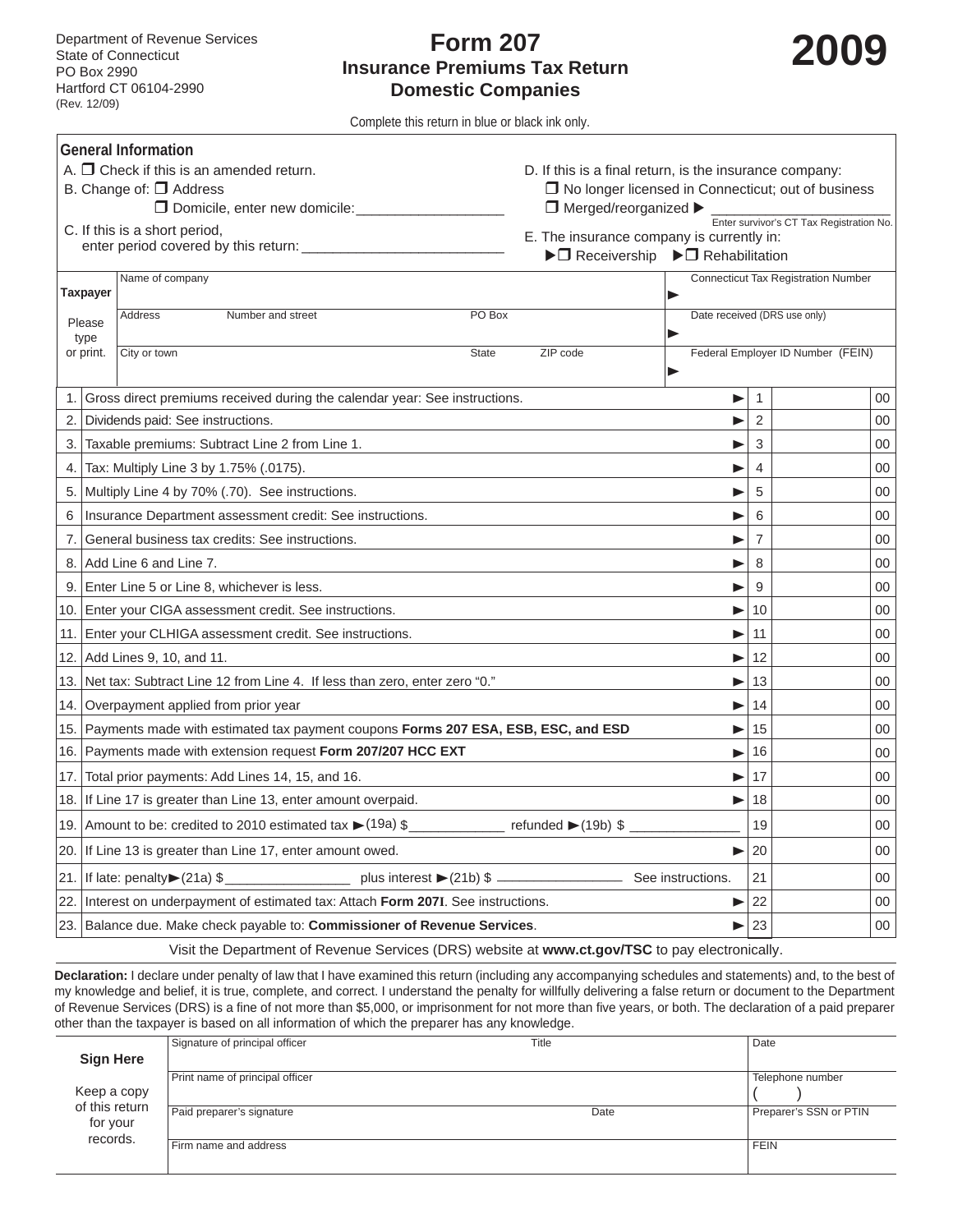Department of Revenue Services
State of Connecticut
PO Box 2990
Hartford CT 06104-2990
(Rev. 12/09)

# Form 207

## Insurance Premiums Tax Return Domestic Companies

# 2009

Complete this return in blue or black ink only.

### General Information

A. ❒ Check if this is an amended return.

B. Change of: ❒ Address
❒ Domicile, enter new domicile:__________________

C. If this is a short period, enter period covered by this return: __________________________

D. If this is a final return, is the insurance company:
❒ No longer licensed in Connecticut; out of business
❒ Merged/reorganized ► __________________ Enter survivor's CT Tax Registration No.

E. The insurance company is currently in:
►❒ Receivership ►❒ Rehabilitation

| Taxpayer | | |
|---|---|---|
| Please type or print. | Name of company | Connecticut Tax Registration Number ► |
| | Address Number and street PO Box | Date received (DRS use only) ► |
| | City or town State ZIP code | Federal Employer ID Number (FEIN) ► |

| | | | | |
|---|---|---|---|---|
| 1. | Gross direct premiums received during the calendar year: See instructions. | ► 1 | | 00 |
| 2. | Dividends paid: See instructions. | ► 2 | | 00 |
| 3. | Taxable premiums: Subtract Line 2 from Line 1. | ► 3 | | 00 |
| 4. | Tax: Multiply Line 3 by 1.75% (.0175). | ► 4 | | 00 |
| 5. | Multiply Line 4 by 70% (.70). See instructions. | ► 5 | | 00 |
| 6 | Insurance Department assessment credit: See instructions. | ► 6 | | 00 |
| 7. | General business tax credits: See instructions. | ► 7 | | 00 |
| 8. | Add Line 6 and Line 7. | ► 8 | | 00 |
| 9. | Enter Line 5 or Line 8, whichever is less. | ► 9 | | 00 |
| 10. | Enter your CIGA assessment credit. See instructions. | ► 10 | | 00 |
| 11. | Enter your CLHIGA assessment credit. See instructions. | ► 11 | | 00 |
| 12. | Add Lines 9, 10, and 11. | ► 12 | | 00 |
| 13. | Net tax: Subtract Line 12 from Line 4. If less than zero, enter zero "0." | ► 13 | | 00 |
| 14. | Overpayment applied from prior year | ► 14 | | 00 |
| 15. | Payments made with estimated tax payment coupons **Forms 207 ESA, ESB, ESC, and ESD** | ► 15 | | 00 |
| 16. | Payments made with extension request **Form 207/207 HCC EXT** | ► 16 | | 00 |
| 17. | Total prior payments: Add Lines 14, 15, and 16. | ► 17 | | 00 |
| 18. | If Line 17 is greater than Line 13, enter amount overpaid. | ► 18 | | 00 |
| 19. | Amount to be: credited to 2010 estimated tax ►(19a) $____________ refunded ►(19b) $ ______________ | 19 | | 00 |
| 20. | If Line 13 is greater than Line 17, enter amount owed. | ► 20 | | 00 |
| 21. | If late: penalty►(21a) $________________ plus interest ►(21b) $ ________________ See instructions. | 21 | | 00 |
| 22. | Interest on underpayment of estimated tax: Attach **Form 207I**. See instructions. | ► 22 | | 00 |
| 23. | Balance due. Make check payable to: **Commissioner of Revenue Services**. | ► 23 | | 00 |

Visit the Department of Revenue Services (DRS) website at **www.ct.gov/TSC** to pay electronically.

**Declaration:** I declare under penalty of law that I have examined this return (including any accompanying schedules and statements) and, to the best of my knowledge and belief, it is true, complete, and correct. I understand the penalty for willfully delivering a false return or document to the Department of Revenue Services (DRS) is a fine of not more than $5,000, or imprisonment for not more than five years, or both. The declaration of a paid preparer other than the taxpayer is based on all information of which the preparer has any knowledge.

| **Sign Here** | | | |
|---|---|---|---|
| | Signature of principal officer | Title | Date |
| Keep a copy of this return for your records. | Print name of principal officer | | Telephone number ( ) |
| | Paid preparer's signature | Date | Preparer's SSN or PTIN |
| | Firm name and address | | FEIN |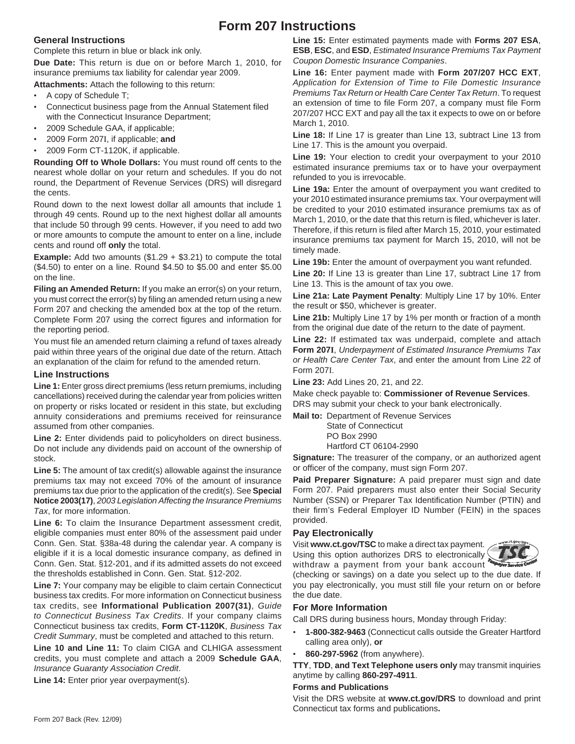# Form 207 Instructions

## General Instructions

Complete this return in blue or black ink only.

**Due Date:** This return is due on or before March 1, 2010, for insurance premiums tax liability for calendar year 2009.

**Attachments:** Attach the following to this return:

- A copy of Schedule T;
- Connecticut business page from the Annual Statement filed with the Connecticut Insurance Department;
- 2009 Schedule GAA, if applicable;
- 2009 Form 207I, if applicable; **and**
- 2009 Form CT-1120K, if applicable.

**Rounding Off to Whole Dollars:** You must round off cents to the nearest whole dollar on your return and schedules. If you do not round, the Department of Revenue Services (DRS) will disregard the cents.

Round down to the next lowest dollar all amounts that include 1 through 49 cents. Round up to the next highest dollar all amounts that include 50 through 99 cents. However, if you need to add two or more amounts to compute the amount to enter on a line, include cents and round off **only** the total.

**Example:** Add two amounts ($1.29 + $3.21) to compute the total ($4.50) to enter on a line. Round $4.50 to $5.00 and enter $5.00 on the line.

**Filing an Amended Return:** If you make an error(s) on your return, you must correct the error(s) by filing an amended return using a new Form 207 and checking the amended box at the top of the return. Complete Form 207 using the correct figures and information for the reporting period.

You must file an amended return claiming a refund of taxes already paid within three years of the original due date of the return. Attach an explanation of the claim for refund to the amended return.

## Line Instructions

**Line 1:** Enter gross direct premiums (less return premiums, including cancellations) received during the calendar year from policies written on property or risks located or resident in this state, but excluding annuity considerations and premiums received for reinsurance assumed from other companies.

**Line 2:** Enter dividends paid to policyholders on direct business. Do not include any dividends paid on account of the ownership of stock.

**Line 5:** The amount of tax credit(s) allowable against the insurance premiums tax may not exceed 70% of the amount of insurance premiums tax due prior to the application of the credit(s). See **Special Notice 2003(17)**, *2003 Legislation Affecting the Insurance Premiums Tax*, for more information.

**Line 6:** To claim the Insurance Department assessment credit, eligible companies must enter 80% of the assessment paid under Conn. Gen. Stat. §38a-48 during the calendar year. A company is eligible if it is a local domestic insurance company, as defined in Conn. Gen. Stat. §12-201, and if its admitted assets do not exceed the thresholds established in Conn. Gen. Stat. §12-202.

**Line 7:** Your company may be eligible to claim certain Connecticut business tax credits. For more information on Connecticut business tax credits, see **Informational Publication 2007(31)**, *Guide to Connecticut Business Tax Credits*. If your company claims Connecticut business tax credits, **Form CT-1120K**, *Business Tax Credit Summary*, must be completed and attached to this return.

**Line 10 and Line 11:** To claim CIGA and CLHIGA assessment credits, you must complete and attach a 2009 **Schedule GAA**, *Insurance Guaranty Association Credit*.

**Line 14:** Enter prior year overpayment(s).

**Line 15:** Enter estimated payments made with **Forms 207 ESA**, **ESB**, **ESC**, and **ESD**, *Estimated Insurance Premiums Tax Payment Coupon Domestic Insurance Companies*.

**Line 16:** Enter payment made with **Form 207/207 HCC EXT**, *Application for Extension of Time to File Domestic Insurance Premiums Tax Return or Health Care Center Tax Return*. To request an extension of time to file Form 207, a company must file Form 207/207 HCC EXT and pay all the tax it expects to owe on or before March 1, 2010.

**Line 18:** If Line 17 is greater than Line 13, subtract Line 13 from Line 17. This is the amount you overpaid.

**Line 19:** Your election to credit your overpayment to your 2010 estimated insurance premiums tax or to have your overpayment refunded to you is irrevocable.

**Line 19a:** Enter the amount of overpayment you want credited to your 2010 estimated insurance premiums tax. Your overpayment will be credited to your 2010 estimated insurance premiums tax as of March 1, 2010, or the date that this return is filed, whichever is later. Therefore, if this return is filed after March 15, 2010, your estimated insurance premiums tax payment for March 15, 2010, will not be timely made.

**Line 19b:** Enter the amount of overpayment you want refunded.

**Line 20:** If Line 13 is greater than Line 17, subtract Line 17 from Line 13. This is the amount of tax you owe.

**Line 21a: Late Payment Penalty**: Multiply Line 17 by 10%. Enter the result or $50, whichever is greater.

**Line 21b:** Multiply Line 17 by 1% per month or fraction of a month from the original due date of the return to the date of payment.

**Line 22:** If estimated tax was underpaid, complete and attach **Form 207I**, *Underpayment of Estimated Insurance Premiums Tax or Health Care Center Tax*, and enter the amount from Line 22 of Form 207I.

**Line 23:** Add Lines 20, 21, and 22.

Make check payable to: **Commissioner of Revenue Services**. DRS may submit your check to your bank electronically.

**Mail to:** Department of Revenue Services
State of Connecticut
PO Box 2990
Hartford CT 06104-2990

**Signature:** The treasurer of the company, or an authorized agent or officer of the company, must sign Form 207.

**Paid Preparer Signature:** A paid preparer must sign and date Form 207. Paid preparers must also enter their Social Security Number (SSN) or Preparer Tax Identification Number (PTIN) and their firm's Federal Employer ID Number (FEIN) in the spaces provided.

## Pay Electronically

Visit **www.ct.gov/TSC** to make a direct tax payment. Using this option authorizes DRS to electronically withdraw a payment from your bank account (checking or savings) on a date you select up to the due date. If you pay electronically, you must still file your return on or before the due date.

## For More Information

Call DRS during business hours, Monday through Friday:

- **1-800-382-9463** (Connecticut calls outside the Greater Hartford calling area only), **or**
- **860-297-5962** (from anywhere).

**TTY**, **TDD**, **and Text Telephone users only** may transmit inquiries anytime by calling **860-297-4911**.

### Forms and Publications

Visit the DRS website at **www.ct.gov/DRS** to download and print Connecticut tax forms and publications**.**

Form 207 Back (Rev. 12/09)